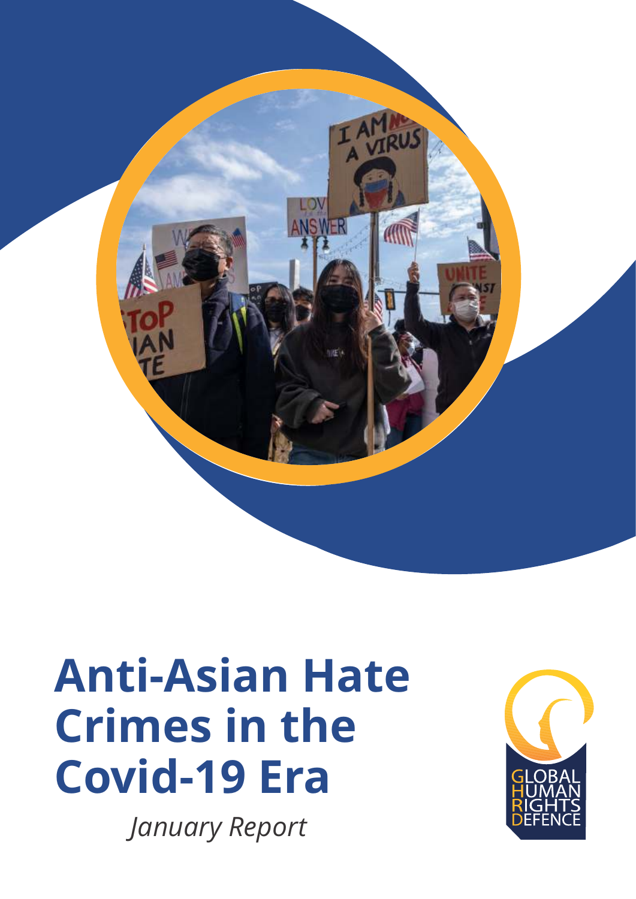# Anti-Asian Hate Crimes in the Covid-19 Era

*January Report*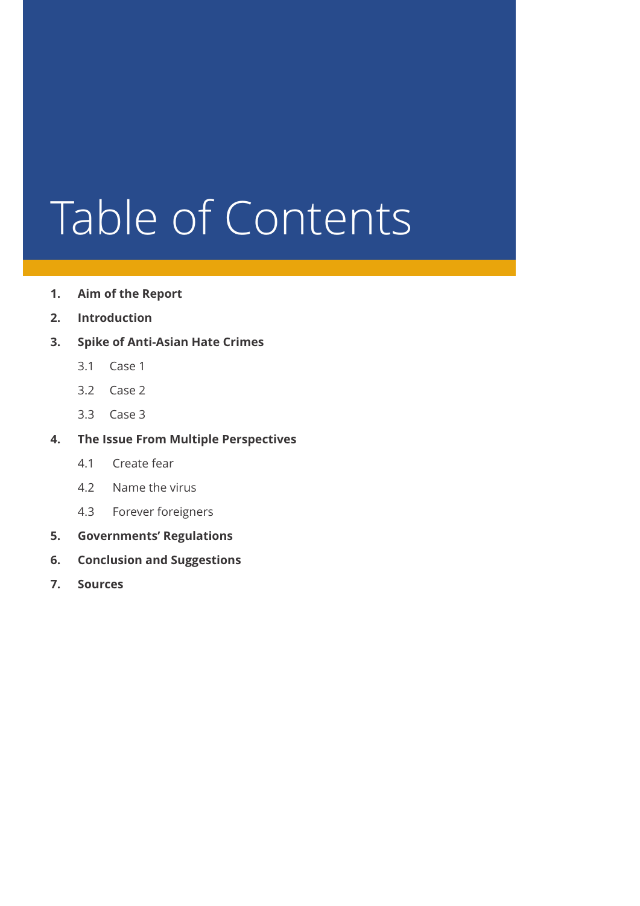# Table of Contents

1. **Aim of the Report**
2. **Introduction**
3. **Spike of Anti-Asian Hate Crimes**
   - 3.1 Case 1
   - 3.2 Case 2
   - 3.3 Case 3
4. **The Issue From Multiple Perspectives**
   - 4.1 Create fear
   - 4.2 Name the virus
   - 4.3 Forever foreigners
5. **Governments' Regulations**
6. **Conclusion and Suggestions**
7. **Sources**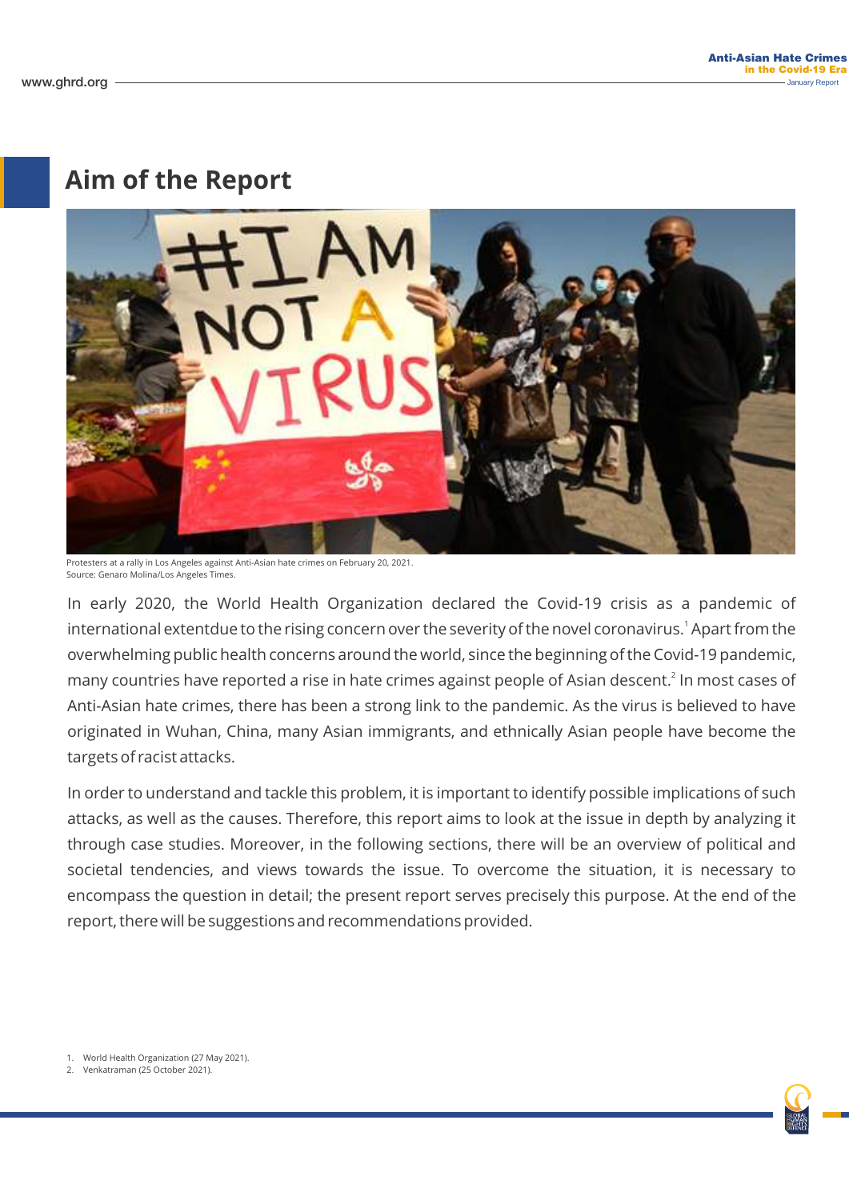## Aim of the Report

Protesters at a rally in Los Angeles against Anti-Asian hate crimes on February 20, 2021.
Source: Genaro Molina/Los Angeles Times.

In early 2020, the World Health Organization declared the Covid-19 crisis as a pandemic of international extentdue to the rising concern over the severity of the novel coronavirus.[1] Apart from the overwhelming public health concerns around the world, since the beginning of the Covid-19 pandemic, many countries have reported a rise in hate crimes against people of Asian descent.[2] In most cases of Anti-Asian hate crimes, there has been a strong link to the pandemic. As the virus is believed to have originated in Wuhan, China, many Asian immigrants, and ethnically Asian people have become the targets of racist attacks.

In order to understand and tackle this problem, it is important to identify possible implications of such attacks, as well as the causes. Therefore, this report aims to look at the issue in depth by analyzing it through case studies. Moreover, in the following sections, there will be an overview of political and societal tendencies, and views towards the issue. To overcome the situation, it is necessary to encompass the question in detail; the present report serves precisely this purpose. At the end of the report, there will be suggestions and recommendations provided.

1. World Health Organization (27 May 2021).
2. Venkatraman (25 October 2021).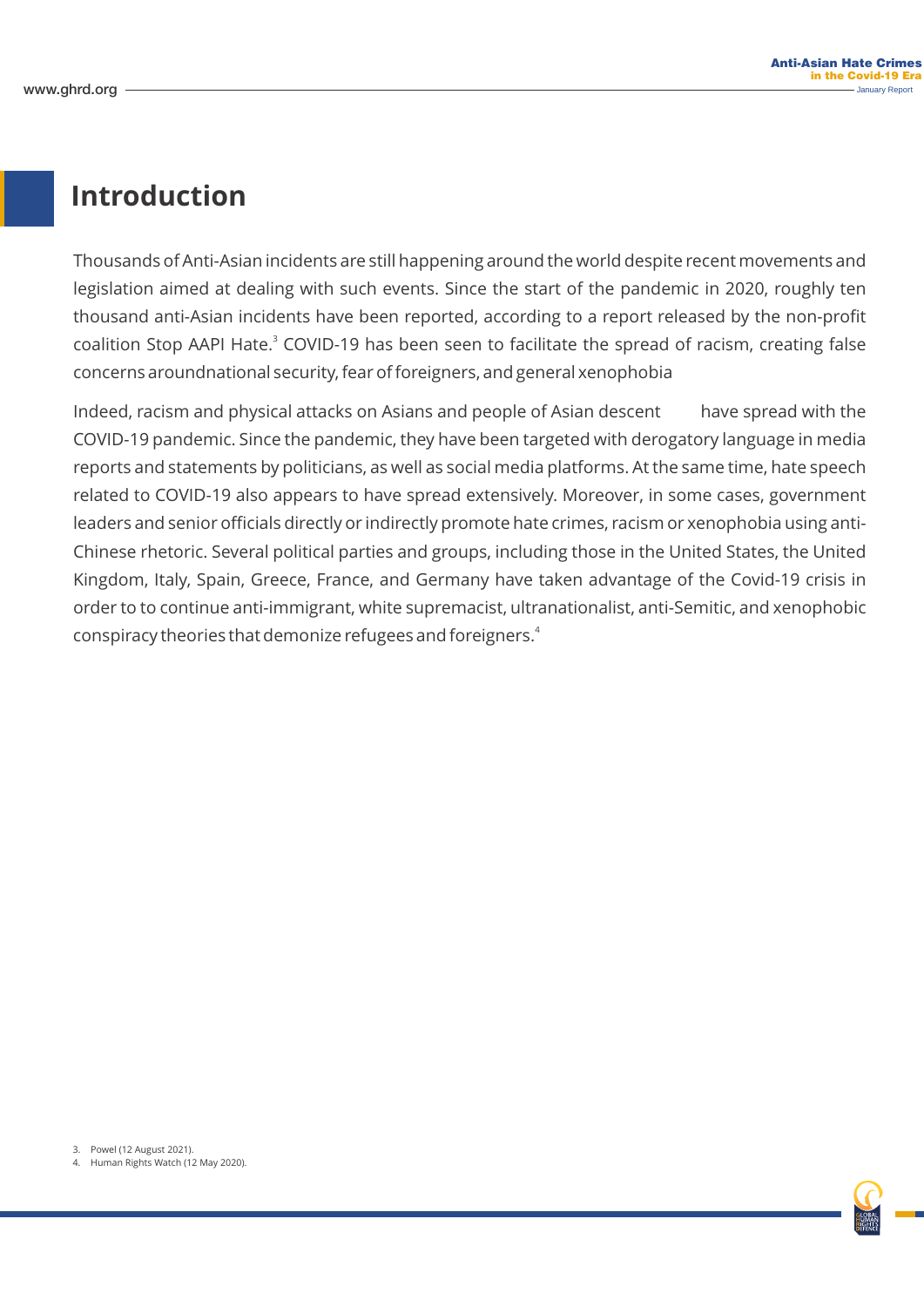# Introduction

Thousands of Anti-Asian incidents are still happening around the world despite recent movements and legislation aimed at dealing with such events. Since the start of the pandemic in 2020, roughly ten thousand anti-Asian incidents have been reported, according to a report released by the non-profit coalition Stop AAPI Hate.[3] COVID-19 has been seen to facilitate the spread of racism, creating false concerns aroundnational security, fear of foreigners, and general xenophobia

Indeed, racism and physical attacks on Asians and people of Asian descent have spread with the COVID-19 pandemic. Since the pandemic, they have been targeted with derogatory language in media reports and statements by politicians, as well as social media platforms. At the same time, hate speech related to COVID-19 also appears to have spread extensively. Moreover, in some cases, government leaders and senior officials directly or indirectly promote hate crimes, racism or xenophobia using anti-Chinese rhetoric. Several political parties and groups, including those in the United States, the United Kingdom, Italy, Spain, Greece, France, and Germany have taken advantage of the Covid-19 crisis in order to to continue anti-immigrant, white supremacist, ultranationalist, anti-Semitic, and xenophobic conspiracy theories that demonize refugees and foreigners.[4]

3. Powel (12 August 2021).
4. Human Rights Watch (12 May 2020).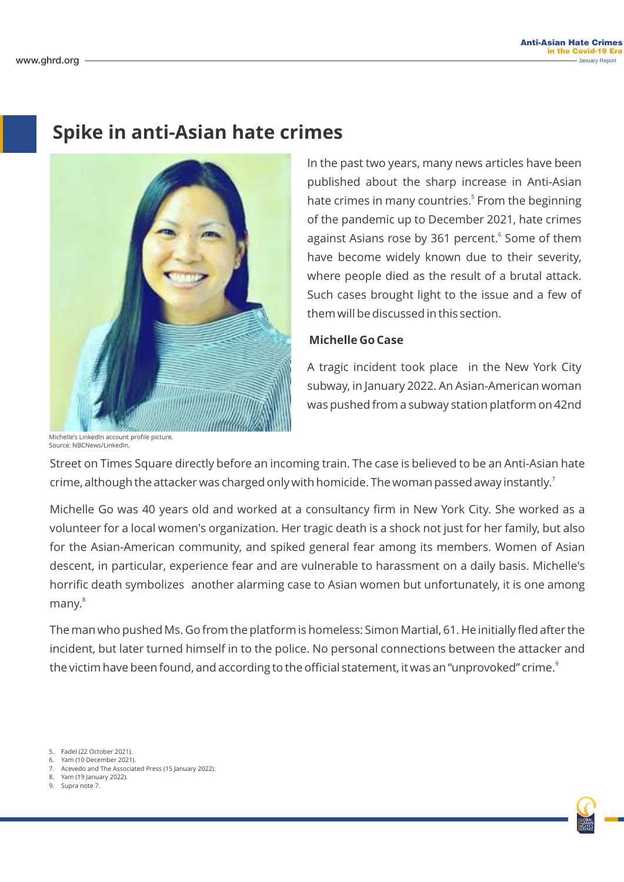## Spike in anti-Asian hate crimes

Michelle's LinkedIn account profile picture.
Source: NBCNews/LinkedIn.

In the past two years, many news articles have been published about the sharp increase in Anti-Asian hate crimes in many countries.[5] From the beginning of the pandemic up to December 2021, hate crimes against Asians rose by 361 percent.[6] Some of them have become widely known due to their severity, where people died as the result of a brutal attack. Such cases brought light to the issue and a few of them will be discussed in this section.

### Michelle Go Case

A tragic incident took place in the New York City subway, in January 2022. An Asian-American woman was pushed from a subway station platform on 42nd Street on Times Square directly before an incoming train. The case is believed to be an Anti-Asian hate crime, although the attacker was charged only with homicide. The woman passed away instantly.[7]

Michelle Go was 40 years old and worked at a consultancy firm in New York City. She worked as a volunteer for a local women's organization. Her tragic death is a shock not just for her family, but also for the Asian-American community, and spiked general fear among its members. Women of Asian descent, in particular, experience fear and are vulnerable to harassment on a daily basis. Michelle's horrific death symbolizes another alarming case to Asian women but unfortunately, it is one among many.[8]

The man who pushed Ms. Go from the platform is homeless: Simon Martial, 61. He initially fled after the incident, but later turned himself in to the police. No personal connections between the attacker and the victim have been found, and according to the official statement, it was an "unprovoked" crime.[9]

5. Fadel (22 October 2021).
6. Yam (10 December 2021).
7. Acevedo and The Associated Press (15 January 2022).
8. Yam (19 January 2022).
9. Supra note 7.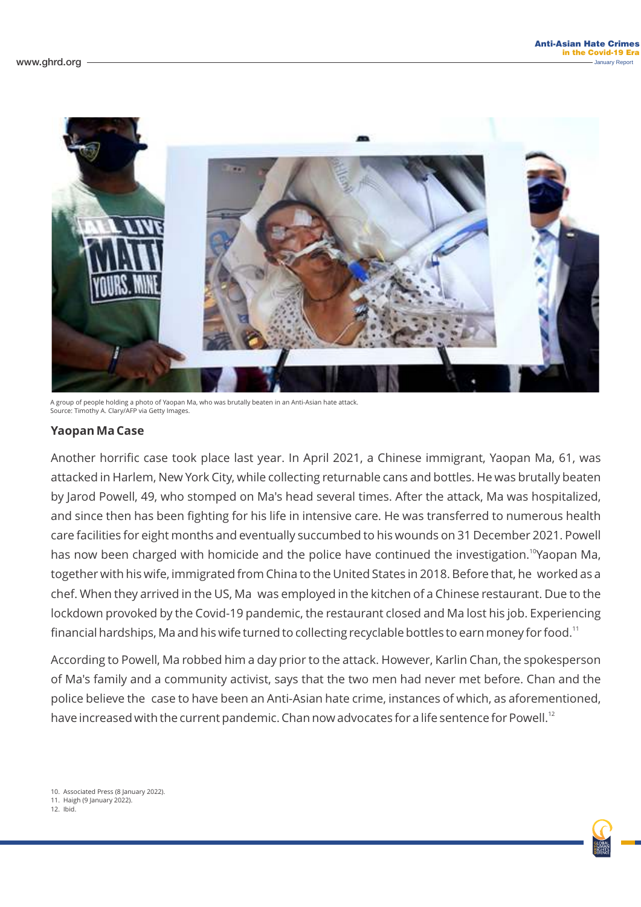A group of people holding a photo of Yaopan Ma, who was brutally beaten in an Anti-Asian hate attack.
Source: Timothy A. Clary/AFP via Getty Images.

### Yaopan Ma Case

Another horrific case took place last year. In April 2021, a Chinese immigrant, Yaopan Ma, 61, was attacked in Harlem, New York City, while collecting returnable cans and bottles. He was brutally beaten by Jarod Powell, 49, who stomped on Ma's head several times. After the attack, Ma was hospitalized, and since then has been fighting for his life in intensive care. He was transferred to numerous health care facilities for eight months and eventually succumbed to his wounds on 31 December 2021. Powell has now been charged with homicide and the police have continued the investigation.[10] Yaopan Ma, together with his wife, immigrated from China to the United States in 2018. Before that, he worked as a chef. When they arrived in the US, Ma was employed in the kitchen of a Chinese restaurant. Due to the lockdown provoked by the Covid-19 pandemic, the restaurant closed and Ma lost his job. Experiencing financial hardships, Ma and his wife turned to collecting recyclable bottles to earn money for food.[11]

According to Powell, Ma robbed him a day prior to the attack. However, Karlin Chan, the spokesperson of Ma's family and a community activist, says that the two men had never met before. Chan and the police believe the case to have been an Anti-Asian hate crime, instances of which, as aforementioned, have increased with the current pandemic. Chan now advocates for a life sentence for Powell.[12]

10. Associated Press (8 January 2022).
11. Haigh (9 January 2022).
12. Ibid.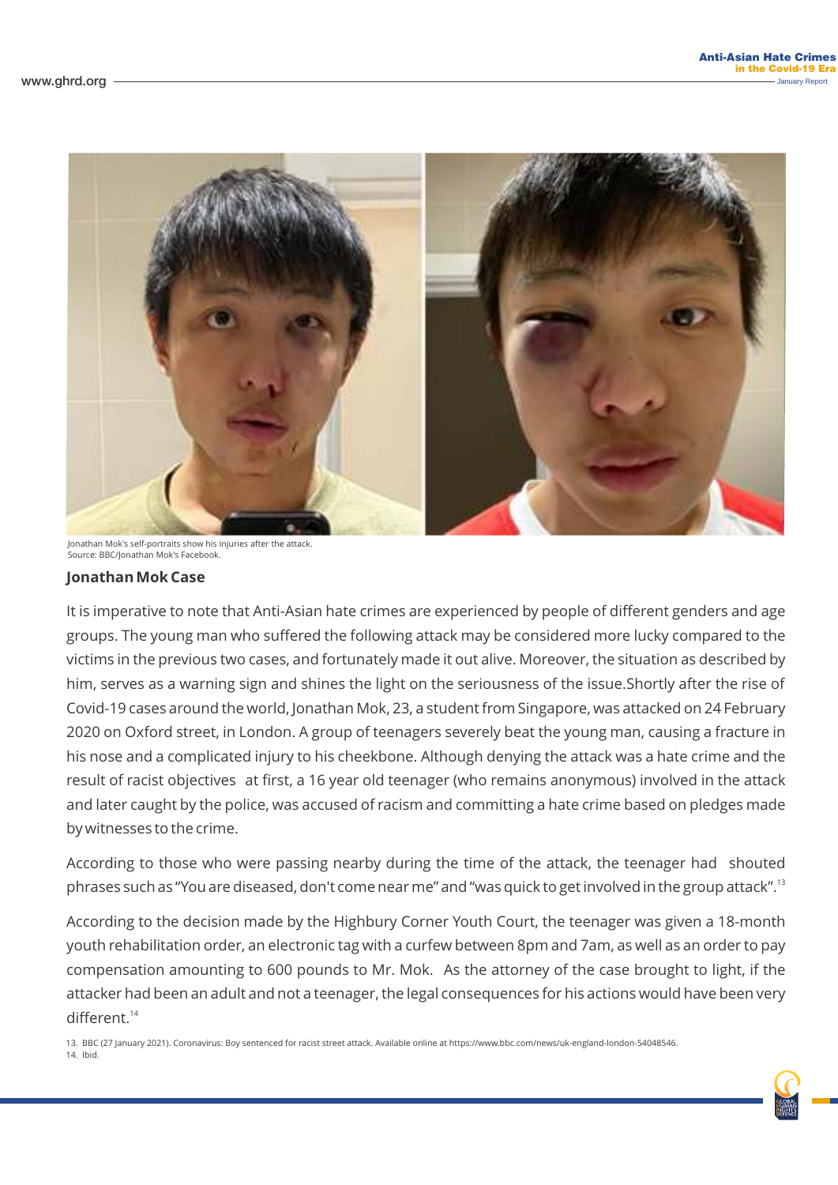Jonathan Mok's self-portraits show his injuries after the attack.
Source: BBC/Jonathan Mok's Facebook.

## Jonathan Mok Case

It is imperative to note that Anti-Asian hate crimes are experienced by people of different genders and age groups. The young man who suffered the following attack may be considered more lucky compared to the victims in the previous two cases, and fortunately made it out alive. Moreover, the situation as described by him, serves as a warning sign and shines the light on the seriousness of the issue.Shortly after the rise of Covid-19 cases around the world, Jonathan Mok, 23, a student from Singapore, was attacked on 24 February 2020 on Oxford street, in London. A group of teenagers severely beat the young man, causing a fracture in his nose and a complicated injury to his cheekbone. Although denying the attack was a hate crime and the result of racist objectives at first, a 16 year old teenager (who remains anonymous) involved in the attack and later caught by the police, was accused of racism and committing a hate crime based on pledges made by witnesses to the crime.

According to those who were passing nearby during the time of the attack, the teenager had shouted phrases such as "You are diseased, don't come near me" and "was quick to get involved in the group attack".[13]

According to the decision made by the Highbury Corner Youth Court, the teenager was given a 18-month youth rehabilitation order, an electronic tag with a curfew between 8pm and 7am, as well as an order to pay compensation amounting to 600 pounds to Mr. Mok. As the attorney of the case brought to light, if the attacker had been an adult and not a teenager, the legal consequences for his actions would have been very different.[14]

13. BBC (27 January 2021). Coronavirus: Boy sentenced for racist street attack. Available online at https://www.bbc.com/news/uk-england-london-54048546.
14. Ibid.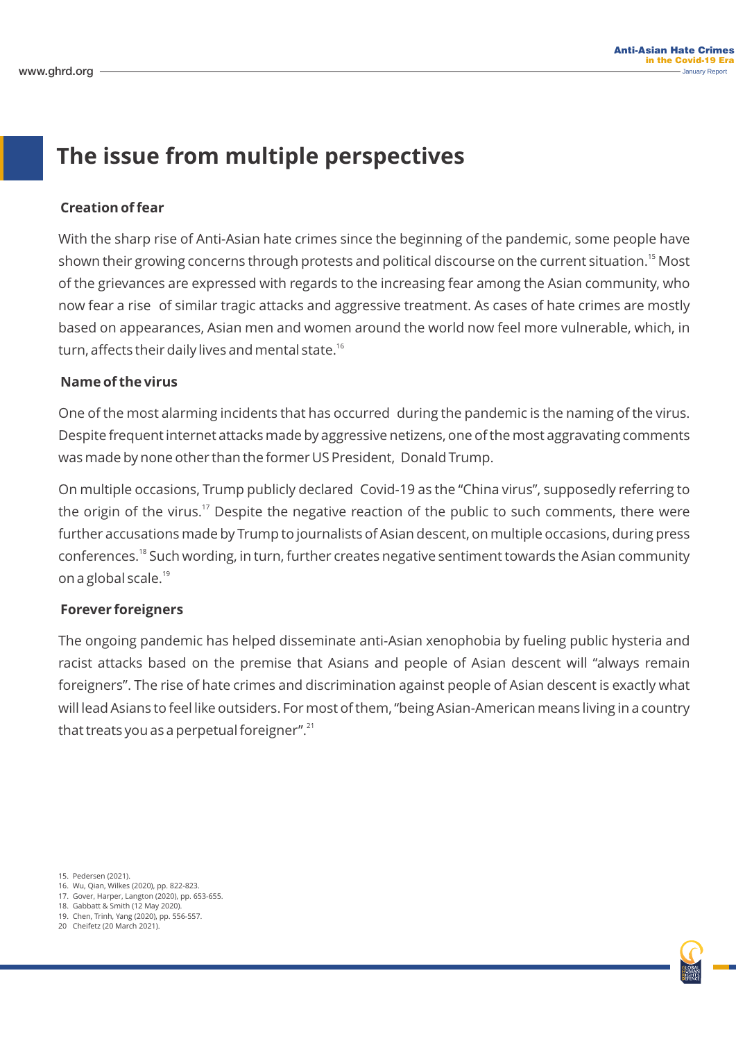# The issue from multiple perspectives

### Creation of fear

With the sharp rise of Anti-Asian hate crimes since the beginning of the pandemic, some people have shown their growing concerns through protests and political discourse on the current situation.[15] Most of the grievances are expressed with regards to the increasing fear among the Asian community, who now fear a rise of similar tragic attacks and aggressive treatment. As cases of hate crimes are mostly based on appearances, Asian men and women around the world now feel more vulnerable, which, in turn, affects their daily lives and mental state.[16]

### Name of the virus

One of the most alarming incidents that has occurred during the pandemic is the naming of the virus. Despite frequent internet attacks made by aggressive netizens, one of the most aggravating comments was made by none other than the former US President, Donald Trump.

On multiple occasions, Trump publicly declared Covid-19 as the "China virus", supposedly referring to the origin of the virus.[17] Despite the negative reaction of the public to such comments, there were further accusations made by Trump to journalists of Asian descent, on multiple occasions, during press conferences.[18] Such wording, in turn, further creates negative sentiment towards the Asian community on a global scale.[19]

### Forever foreigners

The ongoing pandemic has helped disseminate anti-Asian xenophobia by fueling public hysteria and racist attacks based on the premise that Asians and people of Asian descent will "always remain foreigners". The rise of hate crimes and discrimination against people of Asian descent is exactly what will lead Asians to feel like outsiders. For most of them, "being Asian-American means living in a country that treats you as a perpetual foreigner".[21]

15. Pedersen (2021).
16. Wu, Qian, Wilkes (2020), pp. 822-823.
17. Gover, Harper, Langton (2020), pp. 653-655.
18. Gabbatt & Smith (12 May 2020).
19. Chen, Trinh, Yang (2020), pp. 556-557.
20 Cheifetz (20 March 2021).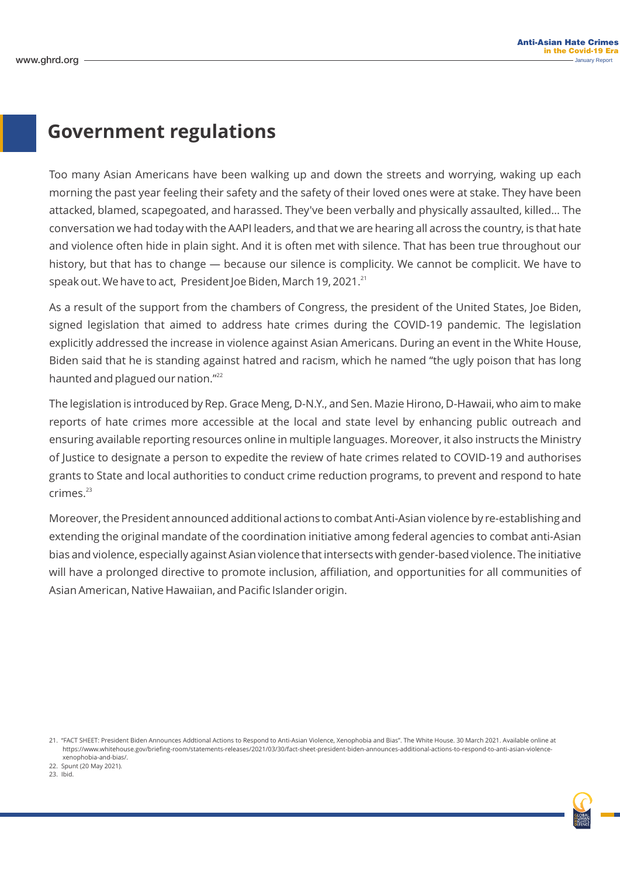## Government regulations

Too many Asian Americans have been walking up and down the streets and worrying, waking up each morning the past year feeling their safety and the safety of their loved ones were at stake. They have been attacked, blamed, scapegoated, and harassed. They've been verbally and physically assaulted, killed… The conversation we had today with the AAPI leaders, and that we are hearing all across the country, is that hate and violence often hide in plain sight. And it is often met with silence. That has been true throughout our history, but that has to change — because our silence is complicity. We cannot be complicit. We have to speak out. We have to act, President Joe Biden, March 19, 2021.[21]

As a result of the support from the chambers of Congress, the president of the United States, Joe Biden, signed legislation that aimed to address hate crimes during the COVID-19 pandemic. The legislation explicitly addressed the increase in violence against Asian Americans. During an event in the White House, Biden said that he is standing against hatred and racism, which he named "the ugly poison that has long haunted and plagued our nation."[22]

The legislation is introduced by Rep. Grace Meng, D-N.Y., and Sen. Mazie Hirono, D-Hawaii, who aim to make reports of hate crimes more accessible at the local and state level by enhancing public outreach and ensuring available reporting resources online in multiple languages. Moreover, it also instructs the Ministry of Justice to designate a person to expedite the review of hate crimes related to COVID-19 and authorises grants to State and local authorities to conduct crime reduction programs, to prevent and respond to hate crimes.[23]

Moreover, the President announced additional actions to combat Anti-Asian violence by re-establishing and extending the original mandate of the coordination initiative among federal agencies to combat anti-Asian bias and violence, especially against Asian violence that intersects with gender-based violence. The initiative will have a prolonged directive to promote inclusion, affiliation, and opportunities for all communities of Asian American, Native Hawaiian, and Pacific Islander origin.

21. "FACT SHEET: President Biden Announces Addtional Actions to Respond to Anti-Asian Violence, Xenophobia and Bias". The White House. 30 March 2021. Available online at https://www.whitehouse.gov/briefing-room/statements-releases/2021/03/30/fact-sheet-president-biden-announces-additional-actions-to-respond-to-anti-asian-violence-xenophobia-and-bias/.
22. Spunt (20 May 2021).
23. Ibid.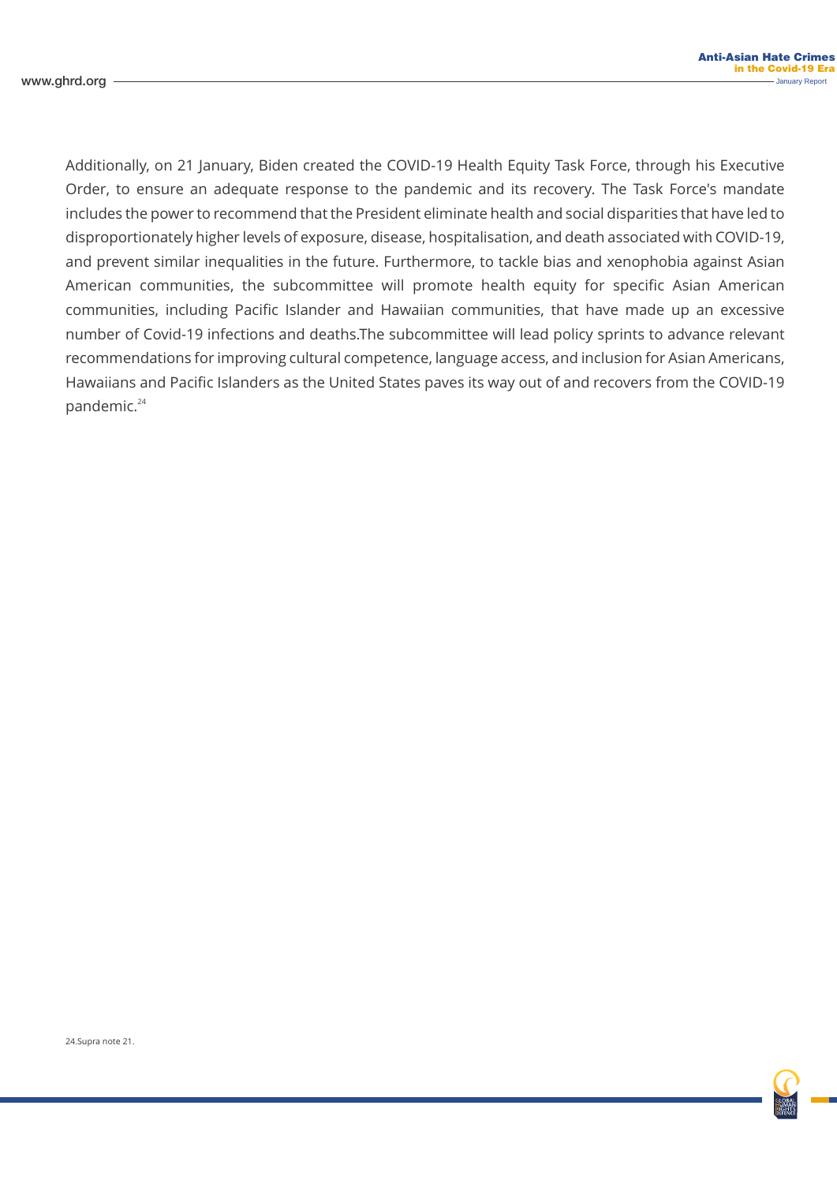Additionally, on 21 January, Biden created the COVID-19 Health Equity Task Force, through his Executive Order, to ensure an adequate response to the pandemic and its recovery. The Task Force's mandate includes the power to recommend that the President eliminate health and social disparities that have led to disproportionately higher levels of exposure, disease, hospitalisation, and death associated with COVID-19, and prevent similar inequalities in the future. Furthermore, to tackle bias and xenophobia against Asian American communities, the subcommittee will promote health equity for specific Asian American communities, including Pacific Islander and Hawaiian communities, that have made up an excessive number of Covid-19 infections and deaths.The subcommittee will lead policy sprints to advance relevant recommendations for improving cultural competence, language access, and inclusion for Asian Americans, Hawaiians and Pacific Islanders as the United States paves its way out of and recovers from the COVID-19 pandemic.[24]

24.Supra note 21.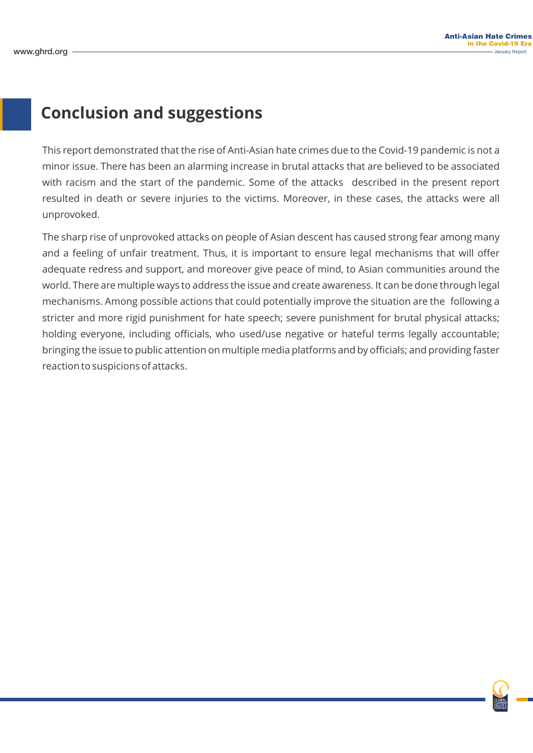## Conclusion and suggestions

This report demonstrated that the rise of Anti-Asian hate crimes due to the Covid-19 pandemic is not a minor issue. There has been an alarming increase in brutal attacks that are believed to be associated with racism and the start of the pandemic. Some of the attacks described in the present report resulted in death or severe injuries to the victims. Moreover, in these cases, the attacks were all unprovoked.

The sharp rise of unprovoked attacks on people of Asian descent has caused strong fear among many and a feeling of unfair treatment. Thus, it is important to ensure legal mechanisms that will offer adequate redress and support, and moreover give peace of mind, to Asian communities around the world. There are multiple ways to address the issue and create awareness. It can be done through legal mechanisms. Among possible actions that could potentially improve the situation are the following a stricter and more rigid punishment for hate speech; severe punishment for brutal physical attacks; holding everyone, including officials, who used/use negative or hateful terms legally accountable; bringing the issue to public attention on multiple media platforms and by officials; and providing faster reaction to suspicions of attacks.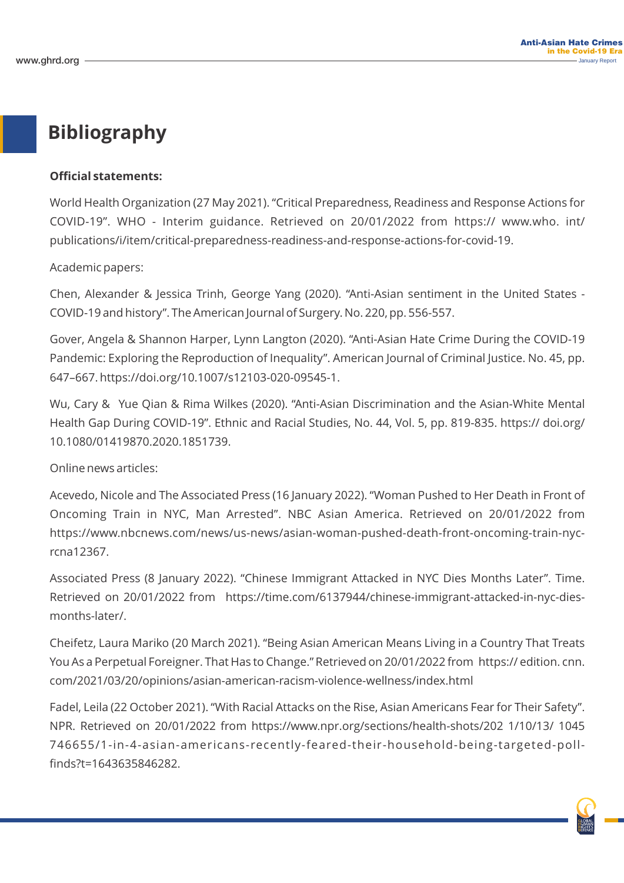# Bibliography

**Official statements:**

World Health Organization (27 May 2021). "Critical Preparedness, Readiness and Response Actions for COVID-19". WHO - Interim guidance. Retrieved on 20/01/2022 from https:// www.who. int/ publications/i/item/critical-preparedness-readiness-and-response-actions-for-covid-19.

Academic papers:

Chen, Alexander & Jessica Trinh, George Yang (2020). "Anti-Asian sentiment in the United States - COVID-19 and history". The American Journal of Surgery. No. 220, pp. 556-557.

Gover, Angela & Shannon Harper, Lynn Langton (2020). "Anti-Asian Hate Crime During the COVID-19 Pandemic: Exploring the Reproduction of Inequality". American Journal of Criminal Justice. No. 45, pp. 647–667. https://doi.org/10.1007/s12103-020-09545-1.

Wu, Cary & Yue Qian & Rima Wilkes (2020). "Anti-Asian Discrimination and the Asian-White Mental Health Gap During COVID-19". Ethnic and Racial Studies, No. 44, Vol. 5, pp. 819-835. https:// doi.org/ 10.1080/01419870.2020.1851739.

Online news articles:

Acevedo, Nicole and The Associated Press (16 January 2022). "Woman Pushed to Her Death in Front of Oncoming Train in NYC, Man Arrested". NBC Asian America. Retrieved on 20/01/2022 from https://www.nbcnews.com/news/us-news/asian-woman-pushed-death-front-oncoming-train-nyc-rcna12367.

Associated Press (8 January 2022). "Chinese Immigrant Attacked in NYC Dies Months Later". Time. Retrieved on 20/01/2022 from https://time.com/6137944/chinese-immigrant-attacked-in-nyc-dies-months-later/.

Cheifetz, Laura Mariko (20 March 2021). "Being Asian American Means Living in a Country That Treats You As a Perpetual Foreigner. That Has to Change." Retrieved on 20/01/2022 from https:// edition. cnn. com/2021/03/20/opinions/asian-american-racism-violence-wellness/index.html

Fadel, Leila (22 October 2021). "With Racial Attacks on the Rise, Asian Americans Fear for Their Safety". NPR. Retrieved on 20/01/2022 from https://www.npr.org/sections/health-shots/202 1/10/13/ 1045 746655/1-in-4-asian-americans-recently-feared-their-household-being-targeted-poll-finds?t=1643635846282.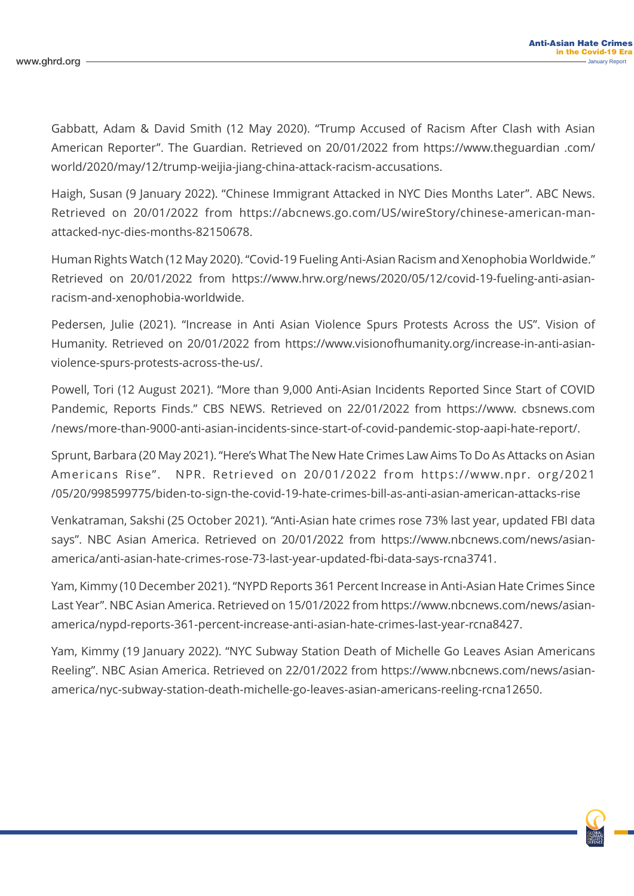Gabbatt, Adam & David Smith (12 May 2020). "Trump Accused of Racism After Clash with Asian American Reporter". The Guardian. Retrieved on 20/01/2022 from https://www.theguardian .com/ world/2020/may/12/trump-weijia-jiang-china-attack-racism-accusations.

Haigh, Susan (9 January 2022). "Chinese Immigrant Attacked in NYC Dies Months Later". ABC News. Retrieved on 20/01/2022 from https://abcnews.go.com/US/wireStory/chinese-american-man-attacked-nyc-dies-months-82150678.

Human Rights Watch (12 May 2020). "Covid-19 Fueling Anti-Asian Racism and Xenophobia Worldwide." Retrieved on 20/01/2022 from https://www.hrw.org/news/2020/05/12/covid-19-fueling-anti-asian-racism-and-xenophobia-worldwide.

Pedersen, Julie (2021). "Increase in Anti Asian Violence Spurs Protests Across the US". Vision of Humanity. Retrieved on 20/01/2022 from https://www.visionofhumanity.org/increase-in-anti-asian-violence-spurs-protests-across-the-us/.

Powell, Tori (12 August 2021). "More than 9,000 Anti-Asian Incidents Reported Since Start of COVID Pandemic, Reports Finds." CBS NEWS. Retrieved on 22/01/2022 from https://www. cbsnews.com /news/more-than-9000-anti-asian-incidents-since-start-of-covid-pandemic-stop-aapi-hate-report/.

Sprunt, Barbara (20 May 2021). "Here's What The New Hate Crimes Law Aims To Do As Attacks on Asian Americans Rise". NPR. Retrieved on 20/01/2022 from https://www.npr. org/2021 /05/20/998599775/biden-to-sign-the-covid-19-hate-crimes-bill-as-anti-asian-american-attacks-rise

Venkatraman, Sakshi (25 October 2021). "Anti-Asian hate crimes rose 73% last year, updated FBI data says". NBC Asian America. Retrieved on 20/01/2022 from https://www.nbcnews.com/news/asian-america/anti-asian-hate-crimes-rose-73-last-year-updated-fbi-data-says-rcna3741.

Yam, Kimmy (10 December 2021). "NYPD Reports 361 Percent Increase in Anti-Asian Hate Crimes Since Last Year". NBC Asian America. Retrieved on 15/01/2022 from https://www.nbcnews.com/news/asian-america/nypd-reports-361-percent-increase-anti-asian-hate-crimes-last-year-rcna8427.

Yam, Kimmy (19 January 2022). "NYC Subway Station Death of Michelle Go Leaves Asian Americans Reeling". NBC Asian America. Retrieved on 22/01/2022 from https://www.nbcnews.com/news/asian-america/nyc-subway-station-death-michelle-go-leaves-asian-americans-reeling-rcna12650.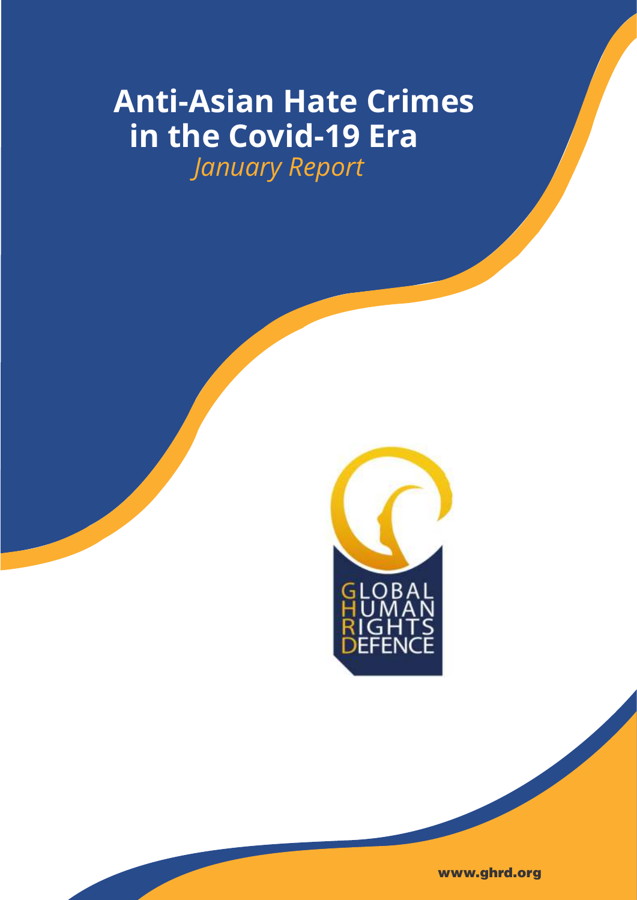# Anti-Asian Hate Crimes in the Covid-19 Era

*January Report*

GLOBAL
HUMAN
RIGHTS
DEFENCE

www.ghrd.org